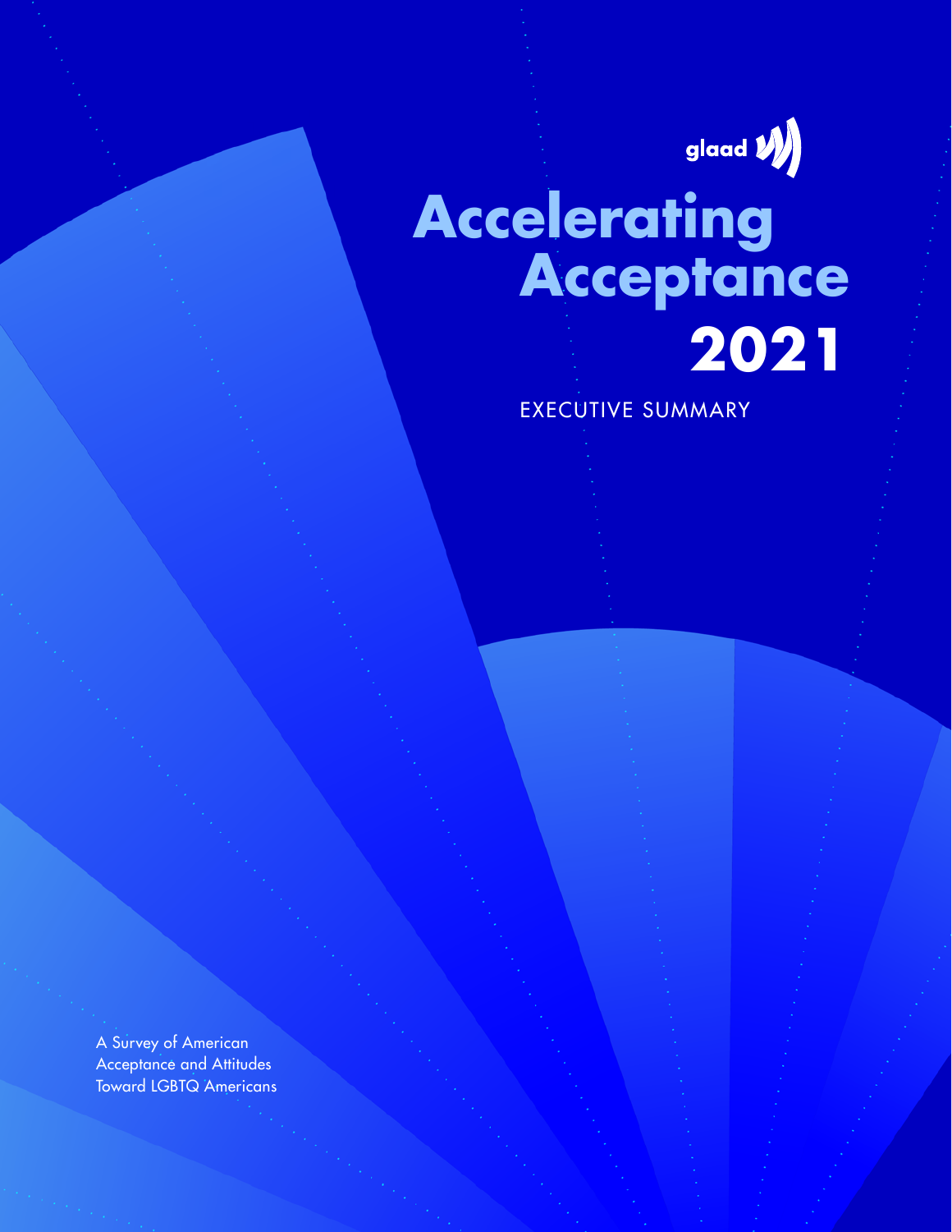glaad

# Accelerating Acceptance 2021

EXECUTIVE SUMMARY

A Survey of American Acceptance and Attitudes Toward LGBTQ Americans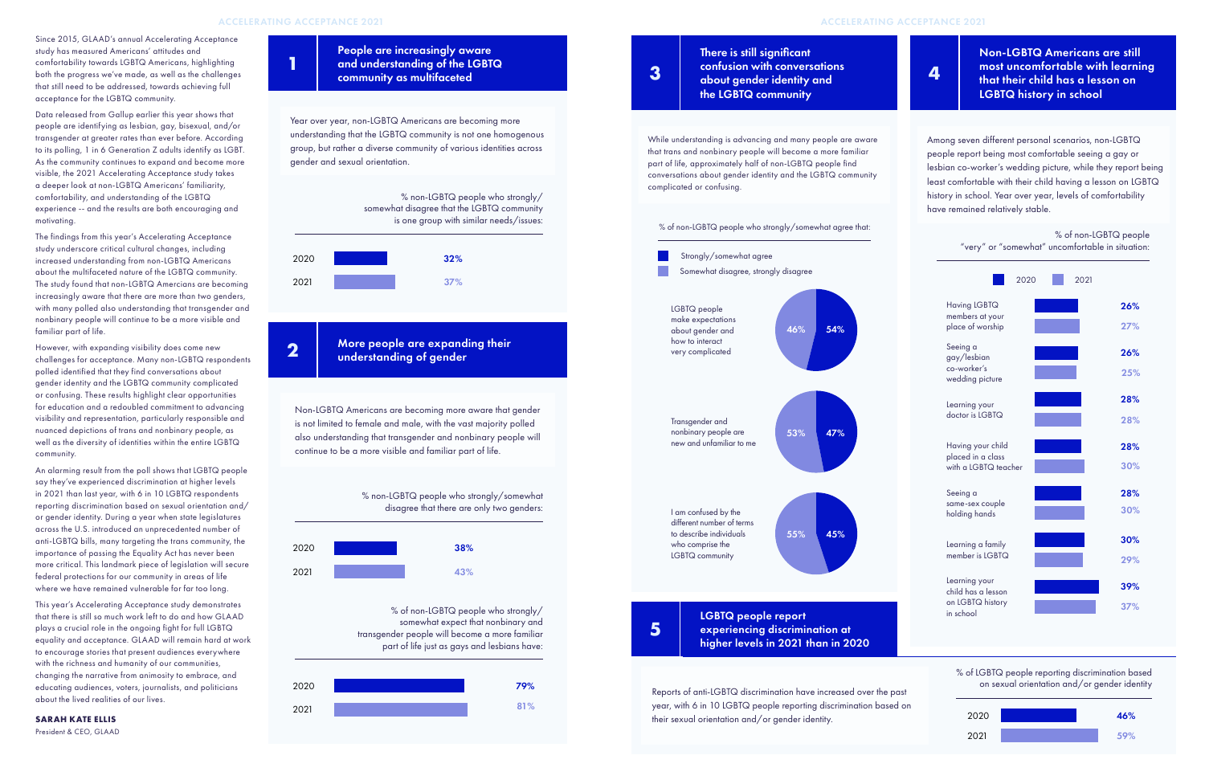Since 2015, GLAAD's annual Accelerating Acceptance study has measured Americans' attitudes and comfortability towards LGBTQ Americans, highlighting both the progress we've made, as well as the challenges that still need to be addressed, towards achieving full acceptance for the LGBTQ community.

Data released from Gallup earlier this year shows that people are identifying as lesbian, gay, bisexual, and/or transgender at greater rates than ever before. According to its polling, 1 in 6 Generation Z adults identify as LGBT. As the community continues to expand and become more visible, the 2021 Accelerating Acceptance study takes a deeper look at non-LGBTQ Americans' familiarity, comfortability, and understanding of the LGBTQ experience -- and the results are both encouraging and motivating.

The findings from this year's Accelerating Acceptance study underscore critical cultural changes, including increased understanding from non-LGBTQ Americans about the multifaceted nature of the LGBTQ community. The study found that non-LGBTQ Americans are becoming increasingly aware that there are more than two genders, with many polled also understanding that transgender and nonbinary people will continue to be a more visible and familiar part of life.

However, with expanding visibility does come new challenges for acceptance. Many non-LGBTQ respondents polled identified that they find conversations about gender identity and the LGBTQ community complicated or confusing. These results highlight clear opportunities for education and a redoubled commitment to advancing visibility and representation, particularly responsible and nuanced depictions of trans and nonbinary people, as well as the diversity of identities within the entire LGBTQ community.

An alarming result from the poll shows that LGBTQ people say they've experienced discrimination at higher levels in 2021 than last year, with 6 in 10 LGBTQ respondents reporting discrimination based on sexual orientation and/or gender identity. During a year when state legislatures across the U.S. introduced an unprecedented number of anti-LGBTQ bills, many targeting the trans community, the importance of passing the Equality Act has never been more critical. This landmark piece of legislation will secure federal protections for our community in areas of life where we have remained vulnerable for far too long.

This year's Accelerating Acceptance study demonstrates that there is still so much work left to do and how GLAAD plays a crucial role in the ongoing fight for full LGBTQ equality and acceptance. GLAAD will remain hard at work to encourage stories that present audiences everywhere with the richness and humanity of our communities, changing the narrative from animosity to embrace, and educating audiences, voters, journalists, and politicians about the lived realities of our lives.

**SARAH KATE ELLIS**
President & CEO, GLAAD

## 1 People are increasingly aware and understanding of the LGBTQ community as multifaceted

Year over year, non-LGBTQ Americans are becoming more understanding that the LGBTQ community is not one homogenous group, but rather a diverse community of various identities across gender and sexual orientation.

% non-LGBTQ people who strongly/somewhat disagree that the LGBTQ community is one group with similar needs/issues:

| Year | % |
|---|---|
| 2020 | 32% |
| 2021 | 37% |

## 2 More people are expanding their understanding of gender

Non-LGBTQ Americans are becoming more aware that gender is not limited to female and male, with the vast majority polled also understanding that transgender and nonbinary people will continue to be a more visible and familiar part of life.

% non-LGBTQ people who strongly/somewhat disagree that there are only two genders:

| Year | % |
|---|---|
| 2020 | 38% |
| 2021 | 43% |

% of non-LGBTQ people who strongly/somewhat expect that nonbinary and transgender people will become a more familiar part of life just as gays and lesbians have:

| Year | % |
|---|---|
| 2020 | 79% |
| 2021 | 81% |

## 3 There is still significant confusion with conversations about gender identity and the LGBTQ community

While understanding is advancing and many people are aware that trans and nonbinary people will become a more familiar part of life, approximately half of non-LGBTQ people find conversations about gender identity and the LGBTQ community complicated or confusing.

% of non-LGBTQ people who strongly/somewhat agree that:

| Statement | Strongly/somewhat agree | Somewhat disagree, strongly disagree |
|---|---|---|
| LGBTQ people make expectations about gender and how to interact very complicated | 54% | 46% |
| Transgender and nonbinary people are new and unfamiliar to me | 47% | 53% |
| I am confused by the different number of terms to describe individuals who comprise the LGBTQ community | 45% | 55% |

## 4 Non-LGBTQ Americans are still most uncomfortable with learning that their child has a lesson on LGBTQ history in school

Among seven different personal scenarios, non-LGBTQ people report being most comfortable seeing a gay or lesbian co-worker's wedding picture, while they report being least comfortable with their child having a lesson on LGBTQ history in school. Year over year, levels of comfortability have remained relatively stable.

% of non-LGBTQ people "very" or "somewhat" uncomfortable in situation:

| Situation | 2020 | 2021 |
|---|---|---|
| Having LGBTQ members at your place of worship | 26% | 27% |
| Seeing a gay/lesbian co-worker's wedding picture | 26% | 25% |
| Learning your doctor is LGBTQ | 28% | 28% |
| Having your child placed in a class with a LGBTQ teacher | 28% | 30% |
| Seeing a same-sex couple holding hands | 28% | 30% |
| Learning a family member is LGBTQ | 30% | 29% |
| Learning your child has a lesson on LGBTQ history in school | 39% | 37% |

## 5 LGBTQ people report experiencing discrimination at higher levels in 2021 than in 2020

Reports of anti-LGBTQ discrimination have increased over the past year, with 6 in 10 LGBTQ people reporting discrimination based on their sexual orientation and/or gender identity.

% of LGBTQ people reporting discrimination based on sexual orientation and/or gender identity

| Year | % |
|---|---|
| 2020 | 46% |
| 2021 | 59% |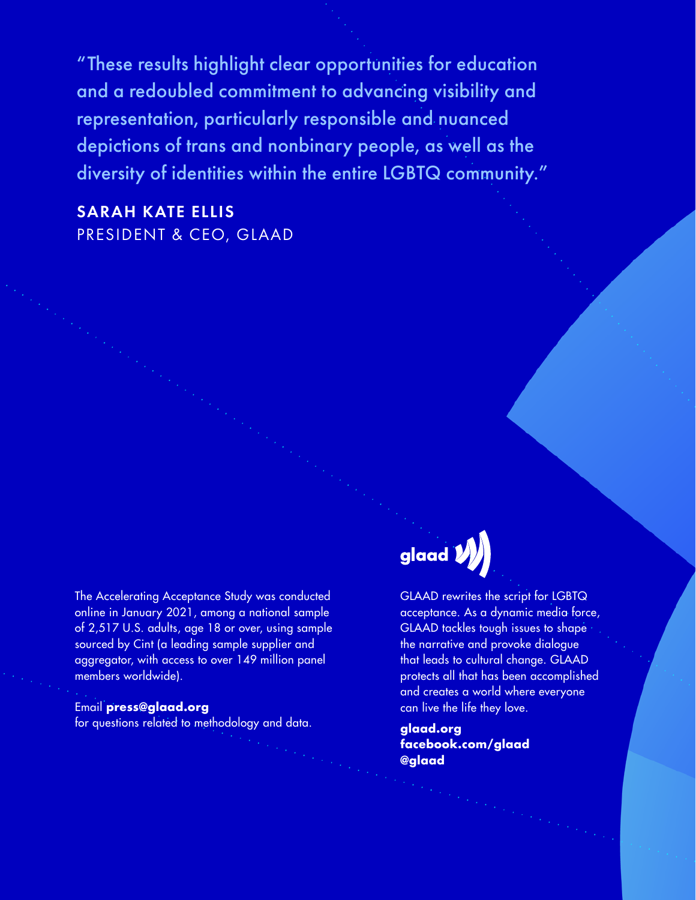"These results highlight clear opportunities for education and a redoubled commitment to advancing visibility and representation, particularly responsible and nuanced depictions of trans and nonbinary people, as well as the diversity of identities within the entire LGBTQ community."

**SARAH KATE ELLIS**
PRESIDENT & CEO, GLAAD

The Accelerating Acceptance Study was conducted online in January 2021, among a national sample of 2,517 U.S. adults, age 18 or over, using sample sourced by Cint (a leading sample supplier and aggregator, with access to over 149 million panel members worldwide).

Email **press@glaad.org** for questions related to methodology and data.

glaad

GLAAD rewrites the script for LGBTQ acceptance. As a dynamic media force, GLAAD tackles tough issues to shape the narrative and provoke dialogue that leads to cultural change. GLAAD protects all that has been accomplished and creates a world where everyone can live the life they love.

**glaad.org**
**facebook.com/glaad**
**@glaad**